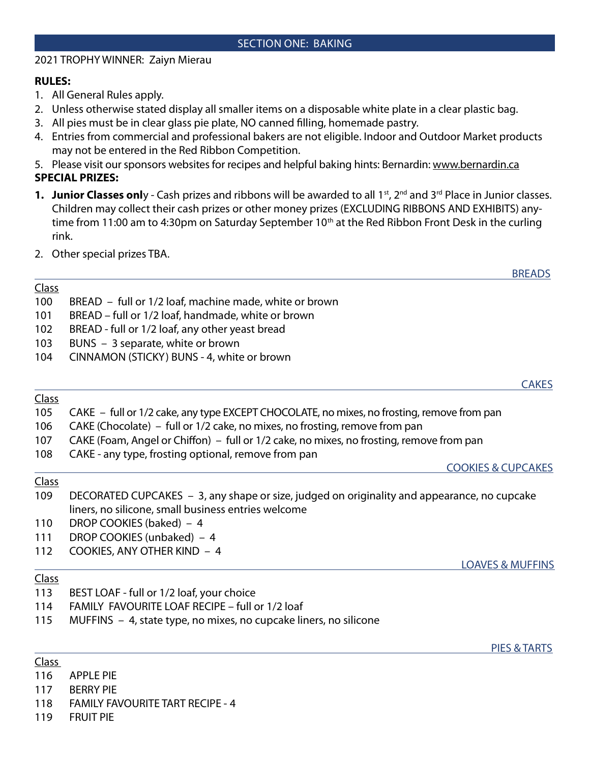# SECTION ONE: BAKING

2021 TROPHY WINNER: Zaiyn Mierau

**RULES:**

1. All General Rules apply.
2. Unless otherwise stated display all smaller items on a disposable white plate in a clear plastic bag.
3. All pies must be in clear glass pie plate, NO canned filling, homemade pastry.
4. Entries from commercial and professional bakers are not eligible. Indoor and Outdoor Market products may not be entered in the Red Ribbon Competition.
5. Please visit our sponsors websites for recipes and helpful baking hints: Bernardin: www.bernardin.ca

**SPECIAL PRIZES:**

1. **Junior Classes only** - Cash prizes and ribbons will be awarded to all 1st, 2nd and 3rd Place in Junior classes. Children may collect their cash prizes or other money prizes (EXCLUDING RIBBONS AND EXHIBITS) anytime from 11:00 am to 4:30pm on Saturday September 10th at the Red Ribbon Front Desk in the curling rink.
2. Other special prizes TBA.

## BREADS

| Class | |
|---|---|
| 100 | BREAD – full or 1/2 loaf, machine made, white or brown |
| 101 | BREAD – full or 1/2 loaf, handmade, white or brown |
| 102 | BREAD - full or 1/2 loaf, any other yeast bread |
| 103 | BUNS – 3 separate, white or brown |
| 104 | CINNAMON (STICKY) BUNS - 4, white or brown |

## CAKES

| Class | |
|---|---|
| 105 | CAKE – full or 1/2 cake, any type EXCEPT CHOCOLATE, no mixes, no frosting, remove from pan |
| 106 | CAKE (Chocolate) – full or 1/2 cake, no mixes, no frosting, remove from pan |
| 107 | CAKE (Foam, Angel or Chiffon) – full or 1/2 cake, no mixes, no frosting, remove from pan |
| 108 | CAKE - any type, frosting optional, remove from pan |

## COOKIES & CUPCAKES

| Class | |
|---|---|
| 109 | DECORATED CUPCAKES – 3, any shape or size, judged on originality and appearance, no cupcake liners, no silicone, small business entries welcome |
| 110 | DROP COOKIES (baked) – 4 |
| 111 | DROP COOKIES (unbaked) – 4 |
| 112 | COOKIES, ANY OTHER KIND – 4 |

## LOAVES & MUFFINS

| Class | |
|---|---|
| 113 | BEST LOAF - full or 1/2 loaf, your choice |
| 114 | FAMILY FAVOURITE LOAF RECIPE – full or 1/2 loaf |
| 115 | MUFFINS – 4, state type, no mixes, no cupcake liners, no silicone |

## PIES & TARTS

| Class | |
|---|---|
| 116 | APPLE PIE |
| 117 | BERRY PIE |
| 118 | FAMILY FAVOURITE TART RECIPE - 4 |
| 119 | FRUIT PIE |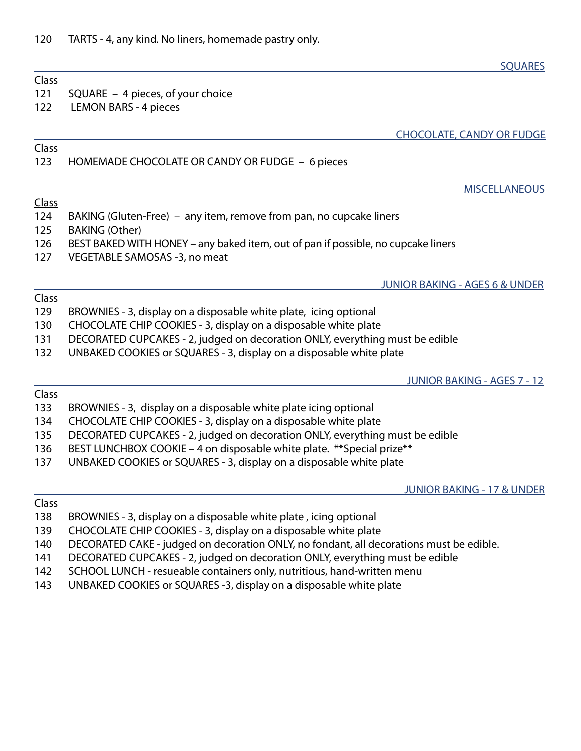120 TARTS - 4, any kind. No liners, homemade pastry only.

## SQUARES

Class

121 SQUARE – 4 pieces, of your choice

122 LEMON BARS - 4 pieces

## CHOCOLATE, CANDY OR FUDGE

Class

123 HOMEMADE CHOCOLATE OR CANDY OR FUDGE – 6 pieces

## MISCELLANEOUS

Class

124 BAKING (Gluten-Free) – any item, remove from pan, no cupcake liners

125 BAKING (Other)

126 BEST BAKED WITH HONEY – any baked item, out of pan if possible, no cupcake liners

127 VEGETABLE SAMOSAS -3, no meat

## JUNIOR BAKING - AGES 6 & UNDER

Class

129 BROWNIES - 3, display on a disposable white plate, icing optional

130 CHOCOLATE CHIP COOKIES - 3, display on a disposable white plate

131 DECORATED CUPCAKES - 2, judged on decoration ONLY, everything must be edible

132 UNBAKED COOKIES or SQUARES - 3, display on a disposable white plate

## JUNIOR BAKING - AGES 7 - 12

Class

133 BROWNIES - 3, display on a disposable white plate icing optional

134 CHOCOLATE CHIP COOKIES - 3, display on a disposable white plate

135 DECORATED CUPCAKES - 2, judged on decoration ONLY, everything must be edible

136 BEST LUNCHBOX COOKIE – 4 on disposable white plate. **Special prize**

137 UNBAKED COOKIES or SQUARES - 3, display on a disposable white plate

## JUNIOR BAKING - 17 & UNDER

Class

138 BROWNIES - 3, display on a disposable white plate , icing optional

139 CHOCOLATE CHIP COOKIES - 3, display on a disposable white plate

140 DECORATED CAKE - judged on decoration ONLY, no fondant, all decorations must be edible.

141 DECORATED CUPCAKES - 2, judged on decoration ONLY, everything must be edible

142 SCHOOL LUNCH - resueable containers only, nutritious, hand-written menu

143 UNBAKED COOKIES or SQUARES -3, display on a disposable white plate